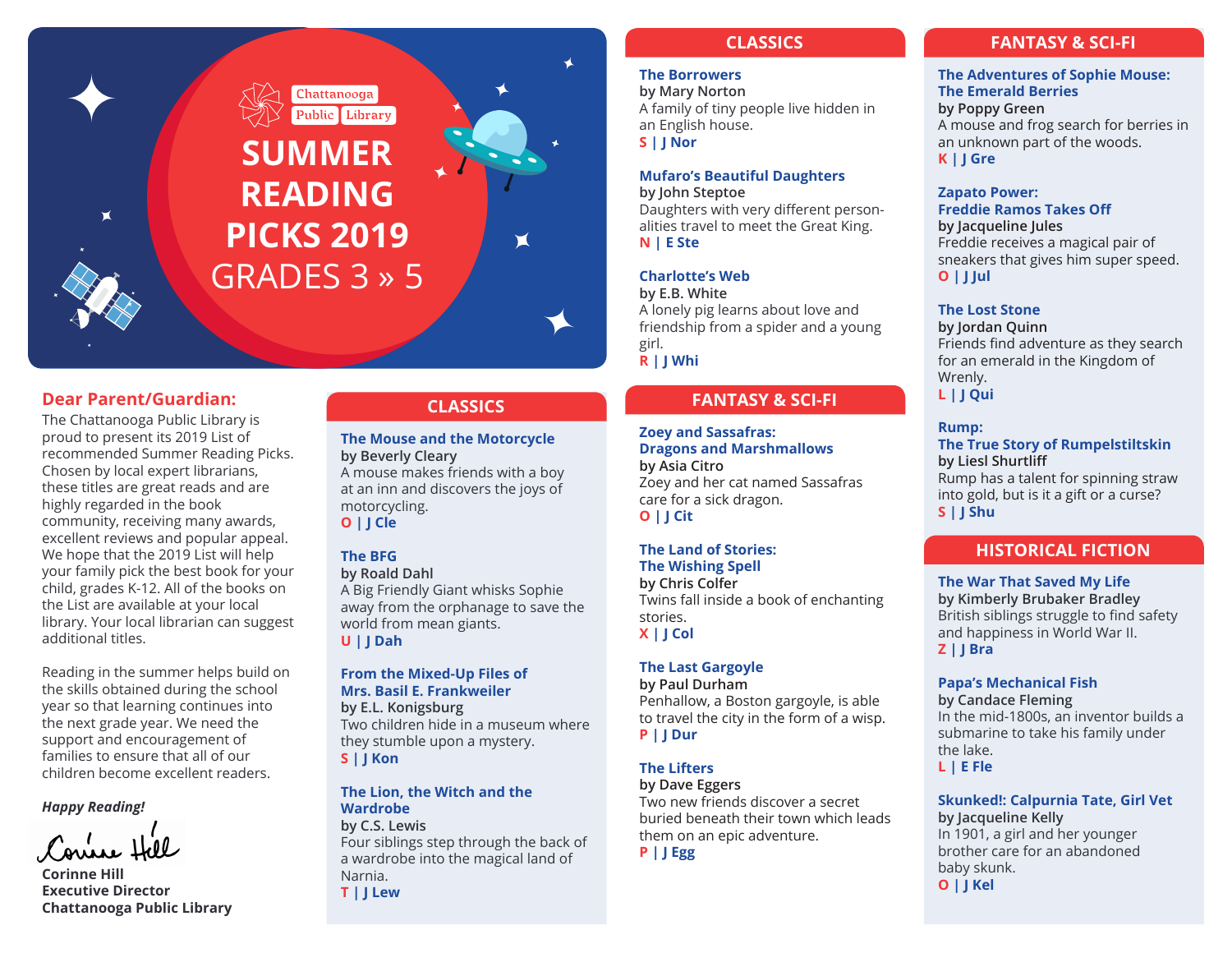Chattanooga Public Library

# SUMMER READING PICKS 2019

## GRADES 3 » 5

## Dear Parent/Guardian:

The Chattanooga Public Library is proud to present its 2019 List of recommended Summer Reading Picks. Chosen by local expert librarians, these titles are great reads and are highly regarded in the book community, receiving many awards, excellent reviews and popular appeal. We hope that the 2019 List will help your family pick the best book for your child, grades K-12. All of the books on the List are available at your local library. Your local librarian can suggest additional titles.

Reading in the summer helps build on the skills obtained during the school year so that learning continues into the next grade year. We need the support and encouragement of families to ensure that all of our children become excellent readers.

***Happy Reading!***

**Corinne Hill**
**Executive Director**
**Chattanooga Public Library**

## CLASSICS

**The Mouse and the Motorcycle**
by Beverly Cleary
A mouse makes friends with a boy at an inn and discovers the joys of motorcycling.
O | J Cle

**The BFG**
by Roald Dahl
A Big Friendly Giant whisks Sophie away from the orphanage to save the world from mean giants.
U | J Dah

**From the Mixed-Up Files of Mrs. Basil E. Frankweiler**
by E.L. Konigsburg
Two children hide in a museum where they stumble upon a mystery.
S | J Kon

**The Lion, the Witch and the Wardrobe**
by C.S. Lewis
Four siblings step through the back of a wardrobe into the magical land of Narnia.
T | J Lew

**The Borrowers**
by Mary Norton
A family of tiny people live hidden in an English house.
S | J Nor

**Mufaro's Beautiful Daughters**
by John Steptoe
Daughters with very different personalities travel to meet the Great King.
N | E Ste

**Charlotte's Web**
by E.B. White
A lonely pig learns about love and friendship from a spider and a young girl.
R | J Whi

## FANTASY & SCI-FI

**Zoey and Sassafras: Dragons and Marshmallows**
by Asia Citro
Zoey and her cat named Sassafras care for a sick dragon.
O | J Cit

**The Land of Stories: The Wishing Spell**
by Chris Colfer
Twins fall inside a book of enchanting stories.
X | J Col

**The Last Gargoyle**
by Paul Durham
Penhallow, a Boston gargoyle, is able to travel the city in the form of a wisp.
P | J Dur

**The Lifters**
by Dave Eggers
Two new friends discover a secret buried beneath their town which leads them on an epic adventure.
P | J Egg

**The Adventures of Sophie Mouse: The Emerald Berries**
by Poppy Green
A mouse and frog search for berries in an unknown part of the woods.
K | J Gre

**Zapato Power: Freddie Ramos Takes Off**
by Jacqueline Jules
Freddie receives a magical pair of sneakers that gives him super speed.
O | J Jul

**The Lost Stone**
by Jordan Quinn
Friends find adventure as they search for an emerald in the Kingdom of Wrenly.
L | J Qui

**Rump: The True Story of Rumpelstiltskin**
by Liesl Shurtliff
Rump has a talent for spinning straw into gold, but is it a gift or a curse?
S | J Shu

## HISTORICAL FICTION

**The War That Saved My Life**
by Kimberly Brubaker Bradley
British siblings struggle to find safety and happiness in World War II.
Z | J Bra

**Papa's Mechanical Fish**
by Candace Fleming
In the mid-1800s, an inventor builds a submarine to take his family under the lake.
L | E Fle

**Skunked!: Calpurnia Tate, Girl Vet**
by Jacqueline Kelly
In 1901, a girl and her younger brother care for an abandoned baby skunk.
O | J Kel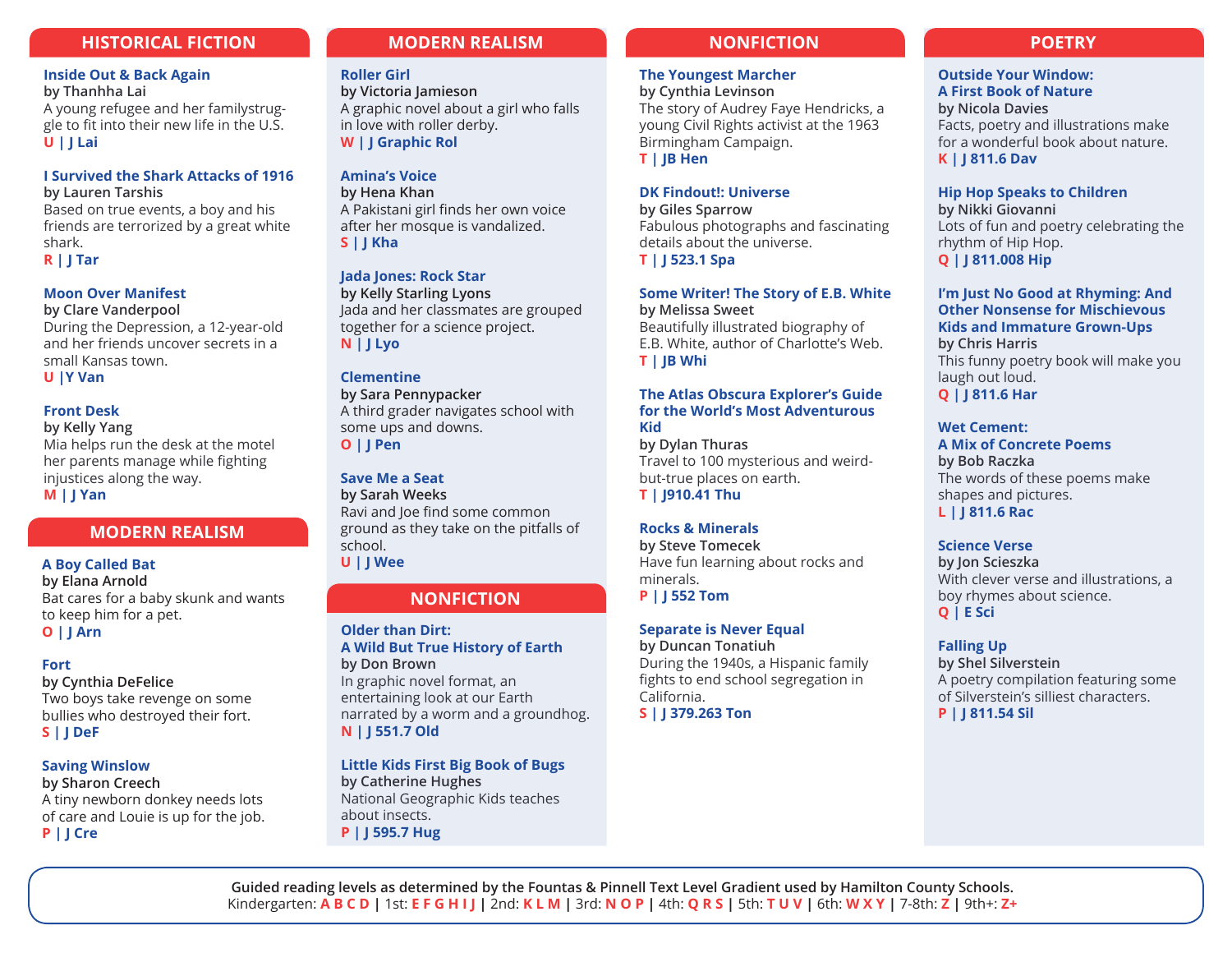## HISTORICAL FICTION

**Inside Out & Back Again**
by Thanhha Lai
A young refugee and her familystrug-gle to fit into their new life in the U.S.
U | J Lai

**I Survived the Shark Attacks of 1916**
by Lauren Tarshis
Based on true events, a boy and his friends are terrorized by a great white shark.
R | J Tar

**Moon Over Manifest**
by Clare Vanderpool
During the Depression, a 12-year-old and her friends uncover secrets in a small Kansas town.
U |Y Van

**Front Desk**
by Kelly Yang
Mia helps run the desk at the motel her parents manage while fighting injustices along the way.
M | J Yan

## MODERN REALISM

**A Boy Called Bat**
by Elana Arnold
Bat cares for a baby skunk and wants to keep him for a pet.
O | J Arn

**Fort**
by Cynthia DeFelice
Two boys take revenge on some bullies who destroyed their fort.
S | J DeF

**Saving Winslow**
by Sharon Creech
A tiny newborn donkey needs lots of care and Louie is up for the job.
P | J Cre

## MODERN REALISM

**Roller Girl**
by Victoria Jamieson
A graphic novel about a girl who falls in love with roller derby.
W | J Graphic Rol

**Amina's Voice**
by Hena Khan
A Pakistani girl finds her own voice after her mosque is vandalized.
S | J Kha

**Jada Jones: Rock Star**
by Kelly Starling Lyons
Jada and her classmates are grouped together for a science project.
N | J Lyo

**Clementine**
by Sara Pennypacker
A third grader navigates school with some ups and downs.
O | J Pen

**Save Me a Seat**
by Sarah Weeks
Ravi and Joe find some common ground as they take on the pitfalls of school.
U | J Wee

## NONFICTION

**Older than Dirt: A Wild But True History of Earth**
by Don Brown
In graphic novel format, an entertaining look at our Earth narrated by a worm and a groundhog.
N | J 551.7 Old

**Little Kids First Big Book of Bugs**
by Catherine Hughes
National Geographic Kids teaches about insects.
P | J 595.7 Hug

## NONFICTION

**The Youngest Marcher**
by Cynthia Levinson
The story of Audrey Faye Hendricks, a young Civil Rights activist at the 1963 Birmingham Campaign.
T | JB Hen

**DK Findout!: Universe**
by Giles Sparrow
Fabulous photographs and fascinating details about the universe.
T | J 523.1 Spa

**Some Writer! The Story of E.B. White**
by Melissa Sweet
Beautifully illustrated biography of E.B. White, author of Charlotte's Web.
T | JB Whi

**The Atlas Obscura Explorer's Guide for the World's Most Adventurous Kid**
by Dylan Thuras
Travel to 100 mysterious and weird-but-true places on earth.
T | J910.41 Thu

**Rocks & Minerals**
by Steve Tomecek
Have fun learning about rocks and minerals.
P | J 552 Tom

**Separate is Never Equal**
by Duncan Tonatiuh
During the 1940s, a Hispanic family fights to end school segregation in California.
S | J 379.263 Ton

## POETRY

**Outside Your Window: A First Book of Nature**
by Nicola Davies
Facts, poetry and illustrations make for a wonderful book about nature.
K | J 811.6 Dav

**Hip Hop Speaks to Children**
by Nikki Giovanni
Lots of fun and poetry celebrating the rhythm of Hip Hop.
Q | J 811.008 Hip

**I'm Just No Good at Rhyming: And Other Nonsense for Mischievous Kids and Immature Grown-Ups**
by Chris Harris
This funny poetry book will make you laugh out loud.
Q | J 811.6 Har

**Wet Cement: A Mix of Concrete Poems**
by Bob Raczka
The words of these poems make shapes and pictures.
L | J 811.6 Rac

**Science Verse**
by Jon Scieszka
With clever verse and illustrations, a boy rhymes about science.
Q | E Sci

**Falling Up**
by Shel Silverstein
A poetry compilation featuring some of Silverstein's silliest characters.
P | J 811.54 Sil

---

**Guided reading levels as determined by the Fountas & Pinnell Text Level Gradient used by Hamilton County Schools.**
Kindergarten: A B C D | 1st: E F G H I J | 2nd: K L M | 3rd: N O P | 4th: Q R S | 5th: T U V | 6th: W X Y | 7-8th: Z | 9th+: Z+